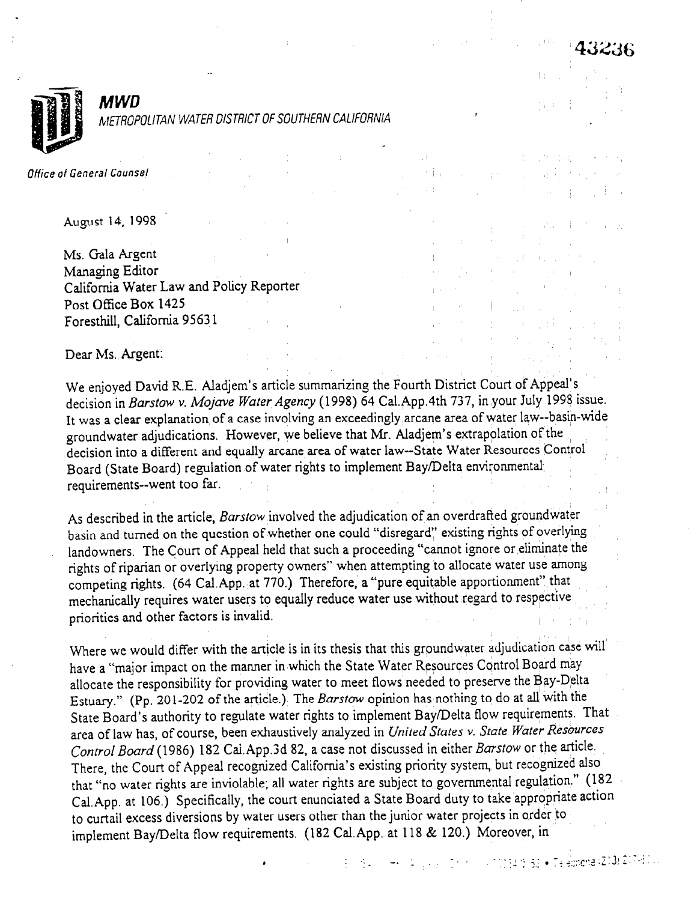43236

**MWD**

*METROPOLITAN WATER DISTRICT OF SOUTHERN CALIFORNIA*

*Office of General Counsel*

August 14, 1998

Ms. Gala Argent
Managing Editor
California Water Law and Policy Reporter
Post Office Box 1425
Foresthill, California 95631

Dear Ms. Argent:

We enjoyed David R.E. Aladjem's article summarizing the Fourth District Court of Appeal's decision in *Barstow v. Mojave Water Agency* (1998) 64 Cal.App.4th 737, in your July 1998 issue. It was a clear explanation of a case involving an exceedingly arcane area of water law--basin-wide groundwater adjudications. However, we believe that Mr. Aladjem's extrapolation of the decision into a different and equally arcane area of water law--State Water Resources Control Board (State Board) regulation of water rights to implement Bay/Delta environmental requirements--went too far.

As described in the article, *Barstow* involved the adjudication of an overdrafted groundwater basin and turned on the question of whether one could "disregard" existing rights of overlying landowners. The Court of Appeal held that such a proceeding "cannot ignore or eliminate the rights of riparian or overlying property owners" when attempting to allocate water use among competing rights. (64 Cal.App. at 770.) Therefore, a "pure equitable apportionment" that mechanically requires water users to equally reduce water use without regard to respective priorities and other factors is invalid.

Where we would differ with the article is in its thesis that this groundwater adjudication case will have a "major impact on the manner in which the State Water Resources Control Board may allocate the responsibility for providing water to meet flows needed to preserve the Bay-Delta Estuary." (Pp. 201-202 of the article.) The *Barstow* opinion has nothing to do at all with the State Board's authority to regulate water rights to implement Bay/Delta flow requirements. That area of law has, of course, been exhaustively analyzed in *United States v. State Water Resources Control Board* (1986) 182 Cal.App.3d 82, a case not discussed in either *Barstow* or the article. There, the Court of Appeal recognized California's existing priority system, but recognized also that "no water rights are inviolable; all water rights are subject to governmental regulation." (182 Cal.App. at 106.) Specifically, the court enunciated a State Board duty to take appropriate action to curtail excess diversions by water users other than the junior water projects in order to implement Bay/Delta flow requirements. (182 Cal.App. at 118 & 120.) Moreover, in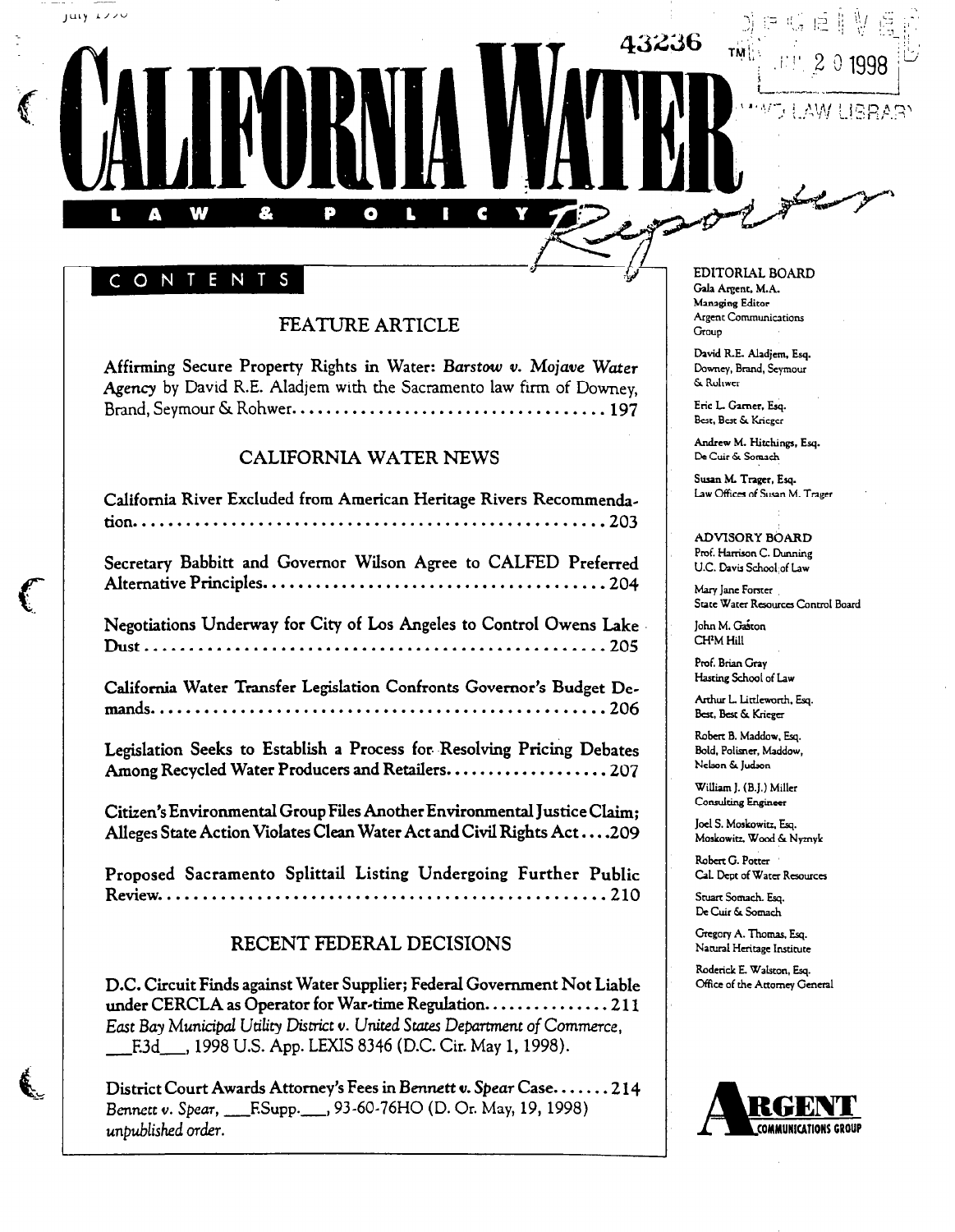43236

# CALIFORNIA WATER

LAW & POLICY Reporter

## CONTENTS

### FEATURE ARTICLE

Affirming Secure Property Rights in Water: *Barstow v. Mojave Water Agency* by David R.E. Aladjem with the Sacramento law firm of Downey, Brand, Seymour & Rohwer.................................... 197

### CALIFORNIA WATER NEWS

California River Excluded from American Heritage Rivers Recommendation...................................................... 203

Secretary Babbitt and Governor Wilson Agree to CALFED Preferred Alternative Principles....................................... 204

Negotiations Underway for City of Los Angeles to Control Owens Lake Dust..................................................... 205

California Water Transfer Legislation Confronts Governor's Budget Demands................................................... 206

Legislation Seeks to Establish a Process for Resolving Pricing Debates Among Recycled Water Producers and Retailers................... 207

Citizen's Environmental Group Files Another Environmental Justice Claim; Alleges State Action Violates Clean Water Act and Civil Rights Act....209

Proposed Sacramento Splittail Listing Undergoing Further Public Review................................................... 210

### RECENT FEDERAL DECISIONS

D.C. Circuit Finds against Water Supplier; Federal Government Not Liable under CERCLA as Operator for War-time Regulation............... 211
*East Bay Municipal Utility District v. United States Department of Commerce*, ___F.3d___, 1998 U.S. App. LEXIS 8346 (D.C. Cir. May 1, 1998).

District Court Awards Attorney's Fees in *Bennett v. Spear* Case....... 214
*Bennett v. Spear*, ___F.Supp.___, 93-60-76HO (D. Or. May, 19, 1998) *unpublished order*.

**EDITORIAL BOARD**

Gala Argent, M.A.
Managing Editor
Argent Communications Group

David R.E. Aladjem, Esq.
Downey, Brand, Seymour & Rohwer

Eric L. Garner, Esq.
Best, Best & Krieger

Andrew M. Hitchings, Esq.
De Cuir & Somach

Susan M. Trager, Esq.
Law Offices of Susan M. Trager

**ADVISORY BOARD**

Prof. Harrison C. Dunning
U.C. Davis School of Law

Mary Jane Forster
State Water Resources Control Board

John M. Gaston
CH2M Hill

Prof. Brian Gray
Hasting School of Law

Arthur L. Littleworth, Esq.
Best, Best & Krieger

Robert B. Maddow, Esq.
Bold, Polisner, Maddow, Nelson & Judson

William J. (B.J.) Miller
Consulting Engineer

Joel S. Moskowitz, Esq.
Moskowitz, Wood & Nyznyk

Robert G. Potter
Cal. Dept of Water Resources

Stuart Somach, Esq.
De Cuir & Somach

Gregory A. Thomas, Esq.
Natural Heritage Institute

Roderick E. Walston, Esq.
Office of the Attorney General

ARGENT COMMUNICATIONS GROUP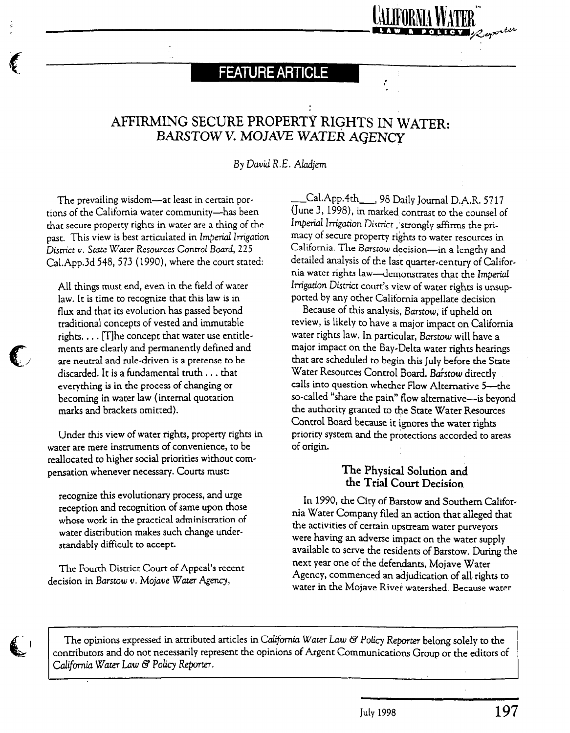## FEATURE ARTICLE

# AFFIRMING SECURE PROPERTY RIGHTS IN WATER: *BARSTOW V. MOJAVE WATER AGENCY*

*By David R.E. Aladjem*

The prevailing wisdom—at least in certain portions of the California water community—has been that secure property rights in water are a thing of the past. This view is best articulated in *Imperial Irrigation District v. State Water Resources Control Board*, 225 Cal.App.3d 548, 573 (1990), where the court stated:

> All things must end, even in the field of water law. It is time to recognize that this law is in flux and that its evolution has passed beyond traditional concepts of vested and immutable rights. . . . [T]he concept that water use entitlements are clearly and permanently defined and are neutral and rule-driven is a pretense to be discarded. It is a fundamental truth . . . that everything is in the process of changing or becoming in water law (internal quotation marks and brackets omitted).

Under this view of water rights, property rights in water are mere instruments of convenience, to be reallocated to higher social priorities without compensation whenever necessary. Courts must:

> recognize this evolutionary process, and urge reception and recognition of same upon those whose work in the practical administration of water distribution makes such change understandably difficult to accept.

The Fourth District Court of Appeal's recent decision in *Barstow v. Mojave Water Agency*, ___Cal.App.4th___, 98 Daily Journal D.A.R. 5717 (June 3, 1998), in marked contrast to the counsel of *Imperial Irrigation District*, strongly affirms the primacy of secure property rights to water resources in California. The *Barstow* decision—in a lengthy and detailed analysis of the last quarter-century of California water rights law—demonstrates that the *Imperial Irrigation District* court's view of water rights is unsupported by any other California appellate decision

Because of this analysis, *Barstow*, if upheld on review, is likely to have a major impact on California water rights law. In particular, *Barstow* will have a major impact on the Bay-Delta water rights hearings that are scheduled to begin this July before the State Water Resources Control Board. *Barstow* directly calls into question whether Flow Alternative 5—the so-called "share the pain" flow alternative—is beyond the authority granted to the State Water Resources Control Board because it ignores the water rights priority system and the protections accorded to areas of origin.

### The Physical Solution and the Trial Court Decision

In 1990, the City of Barstow and Southern California Water Company filed an action that alleged that the activities of certain upstream water purveyors were having an adverse impact on the water supply available to serve the residents of Barstow. During the next year one of the defendants, Mojave Water Agency, commenced an adjudication of all rights to water in the Mojave River watershed. Because water

The opinions expressed in attributed articles in *California Water Law & Policy Reporter* belong solely to the contributors and do not necessarily represent the opinions of Argent Communications Group or the editors of *California Water Law & Policy Reporter*.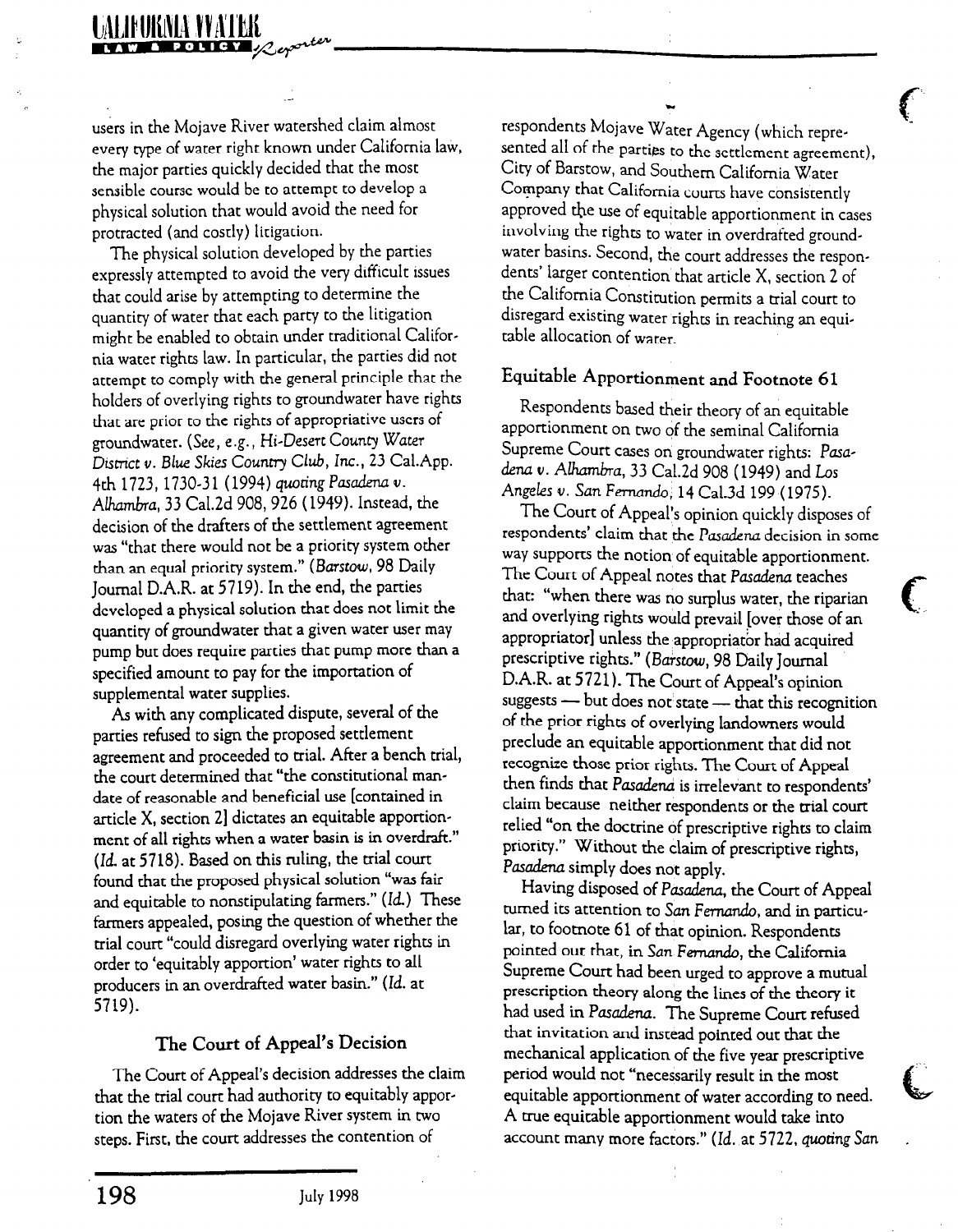users in the Mojave River watershed claim almost every type of water right known under California law, the major parties quickly decided that the most sensible course would be to attempt to develop a physical solution that would avoid the need for protracted (and costly) litigation.

The physical solution developed by the parties expressly attempted to avoid the very difficult issues that could arise by attempting to determine the quantity of water that each party to the litigation might be enabled to obtain under traditional California water rights law. In particular, the parties did not attempt to comply with the general principle that the holders of overlying rights to groundwater have rights that are prior to the rights of appropriative users of groundwater. (*See, e.g., Hi-Desert County Water District v. Blue Skies Country Club, Inc.*, 23 Cal.App. 4th 1723, 1730-31 (1994) *quoting Pasadena v. Alhambra*, 33 Cal.2d 908, 926 (1949). Instead, the decision of the drafters of the settlement agreement was "that there would not be a priority system other than an equal priority system." (*Barstow*, 98 Daily Journal D.A.R. at 5719). In the end, the parties developed a physical solution that does not limit the quantity of groundwater that a given water user may pump but does require parties that pump more than a specified amount to pay for the importation of supplemental water supplies.

As with any complicated dispute, several of the parties refused to sign the proposed settlement agreement and proceeded to trial. After a bench trial, the court determined that "the constitutional mandate of reasonable and beneficial use [contained in article X, section 2] dictates an equitable apportionment of all rights when a water basin is in overdraft." (*Id.* at 5718). Based on this ruling, the trial court found that the proposed physical solution "was fair and equitable to nonstipulating farmers." (*Id.*) These farmers appealed, posing the question of whether the trial court "could disregard overlying water rights in order to 'equitably apportion' water rights to all producers in an overdrafted water basin." (*Id.* at 5719).

## The Court of Appeal's Decision

The Court of Appeal's decision addresses the claim that the trial court had authority to equitably apportion the waters of the Mojave River system in two steps. First, the court addresses the contention of respondents Mojave Water Agency (which represented all of the parties to the settlement agreement), City of Barstow, and Southern California Water Company that California courts have consistently approved the use of equitable apportionment in cases involving the rights to water in overdrafted groundwater basins. Second, the court addresses the respondents' larger contention that article X, section 2 of the California Constitution permits a trial court to disregard existing water rights in reaching an equitable allocation of water.

## Equitable Apportionment and Footnote 61

Respondents based their theory of an equitable apportionment on two of the seminal California Supreme Court cases on groundwater rights: *Pasadena v. Alhambra*, 33 Cal.2d 908 (1949) and *Los Angeles v. San Fernando*, 14 Cal.3d 199 (1975).

The Court of Appeal's opinion quickly disposes of respondents' claim that the *Pasadena* decision in some way supports the notion of equitable apportionment. The Court of Appeal notes that *Pasadena* teaches that: "when there was no surplus water, the riparian and overlying rights would prevail [over those of an appropriator] unless the appropriator had acquired prescriptive rights." (*Barstow*, 98 Daily Journal D.A.R. at 5721). The Court of Appeal's opinion suggests — but does not state — that this recognition of the prior rights of overlying landowners would preclude an equitable apportionment that did not recognize those prior rights. The Court of Appeal then finds that *Pasadena* is irrelevant to respondents' claim because neither respondents or the trial court relied "on the doctrine of prescriptive rights to claim priority." Without the claim of prescriptive rights, *Pasadena* simply does not apply.

Having disposed of *Pasadena*, the Court of Appeal turned its attention to *San Fernando*, and in particular, to footnote 61 of that opinion. Respondents pointed out that, in *San Fernando*, the California Supreme Court had been urged to approve a mutual prescription theory along the lines of the theory it had used in *Pasadena*. The Supreme Court refused that invitation and instead pointed out that the mechanical application of the five year prescriptive period would not "necessarily result in the most equitable apportionment of water according to need. A true equitable apportionment would take into account many more factors." (*Id.* at 5722, *quoting San*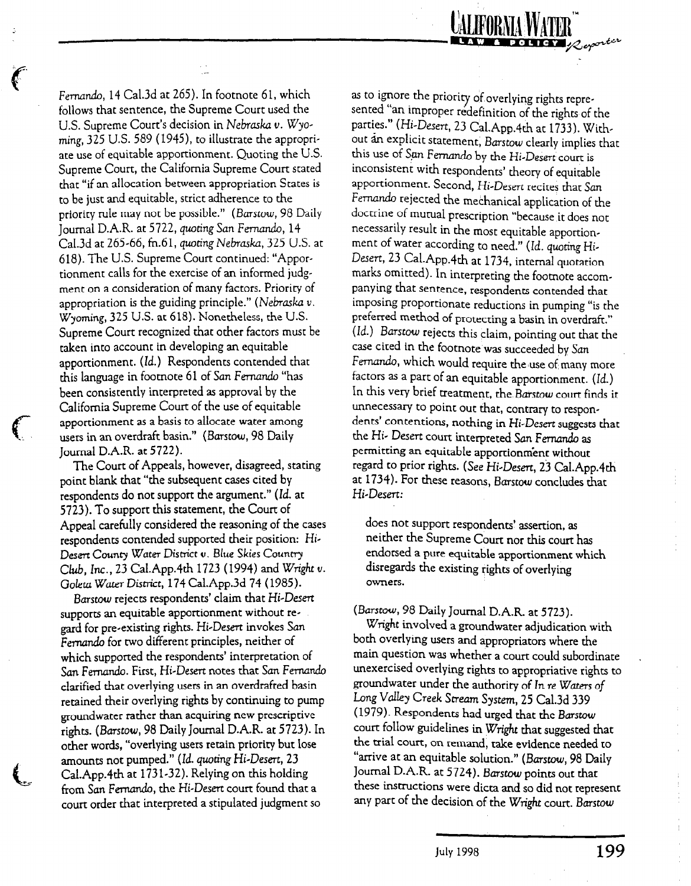*Fernando*, 14 Cal.3d at 265). In footnote 61, which follows that sentence, the Supreme Court used the U.S. Supreme Court's decision in *Nebraska v. Wyoming*, 325 U.S. 589 (1945), to illustrate the appropriate use of equitable apportionment. Quoting the U.S. Supreme Court, the California Supreme Court stated that "if an allocation between appropriation States is to be just and equitable, strict adherence to the priority rule may not be possible." (*Barstow*, 98 Daily Journal D.A.R. at 5722, *quoting San Fernando*, 14 Cal.3d at 265-66, fn.61, *quoting Nebraska*, 325 U.S. at 618). The U.S. Supreme Court continued: "Apportionment calls for the exercise of an informed judgment on a consideration of many factors. Priority of appropriation is the guiding principle." (*Nebraska v. Wyoming*, 325 U.S. at 618). Nonetheless, the U.S. Supreme Court recognized that other factors must be taken into account in developing an equitable apportionment. (*Id.*) Respondents contended that this language in footnote 61 of *San Fernando* "has been consistently interpreted as approval by the California Supreme Court of the use of equitable apportionment as a basis to allocate water among users in an overdraft basin." (*Barstow*, 98 Daily Journal D.A.R. at 5722).

The Court of Appeals, however, disagreed, stating point blank that "the subsequent cases cited by respondents do not support the argument." (*Id.* at 5723). To support this statement, the Court of Appeal carefully considered the reasoning of the cases respondents contended supported their position: *Hi-Desert County Water District v. Blue Skies Country Club, Inc.*, 23 Cal.App.4th 1723 (1994) and *Wright v. Goleta Water District*, 174 Cal.App.3d 74 (1985).

*Barstow* rejects respondents' claim that *Hi-Desert* supports an equitable apportionment without regard for pre-existing rights. *Hi-Desert* invokes *San Fernando* for two different principles, neither of which supported the respondents' interpretation of *San Fernando*. First, *Hi-Desert* notes that *San Fernando* clarified that overlying users in an overdrafted basin retained their overlying rights by continuing to pump groundwater rather than acquiring new prescriptive rights. (*Barstow*, 98 Daily Journal D.A.R. at 5723). In other words, "overlying users retain priority but lose amounts not pumped." (*Id. quoting Hi-Desert*, 23 Cal.App.4th at 1731-32). Relying on this holding from *San Fernando*, the *Hi-Desert* court found that a court order that interpreted a stipulated judgment so as to ignore the priority of overlying rights represented "an improper redefinition of the rights of the parties." (*Hi-Desert*, 23 Cal.App.4th at 1733). Without an explicit statement, *Barstow* clearly implies that this use of *San Fernando* by the *Hi-Desert* court is inconsistent with respondents' theory of equitable apportionment. Second, *Hi-Desert* recites that *San Fernando* rejected the mechanical application of the doctrine of mutual prescription "because it does not necessarily result in the most equitable apportionment of water according to need." (*Id. quoting Hi-Desert*, 23 Cal.App.4th at 1734, internal quotation marks omitted). In interpreting the footnote accompanying that sentence, respondents contended that imposing proportionate reductions in pumping "is the preferred method of protecting a basin in overdraft." (*Id.*) *Barstow* rejects this claim, pointing out that the case cited in the footnote was succeeded by *San Fernando*, which would require the use of many more factors as a part of an equitable apportionment. (*Id.*) In this very brief treatment, the *Barstow* court finds it unnecessary to point out that, contrary to respondents' contentions, nothing in *Hi-Desert* suggests that the *Hi-Desert* court interpreted *San Fernando* as permitting an equitable apportionment without regard to prior rights. (*See Hi-Desert*, 23 Cal.App.4th at 1734). For these reasons, *Barstow* concludes that *Hi-Desert*:

> does not support respondents' assertion, as neither the Supreme Court nor this court has endorsed a pure equitable apportionment which disregards the existing rights of overlying owners.

(*Barstow*, 98 Daily Journal D.A.R. at 5723).

*Wright* involved a groundwater adjudication with both overlying users and appropriators where the main question was whether a court could subordinate unexercised overlying rights to appropriative rights to groundwater under the authority of *In re Waters of Long Valley Creek Stream System*, 25 Cal.3d 339 (1979). Respondents had urged that the *Barstow* court follow guidelines in *Wright* that suggested that the trial court, on remand, take evidence needed to "arrive at an equitable solution." (*Barstow*, 98 Daily Journal D.A.R. at 5724). *Barstow* points out that these instructions were dicta and so did not represent any part of the decision of the *Wright* court. *Barstow*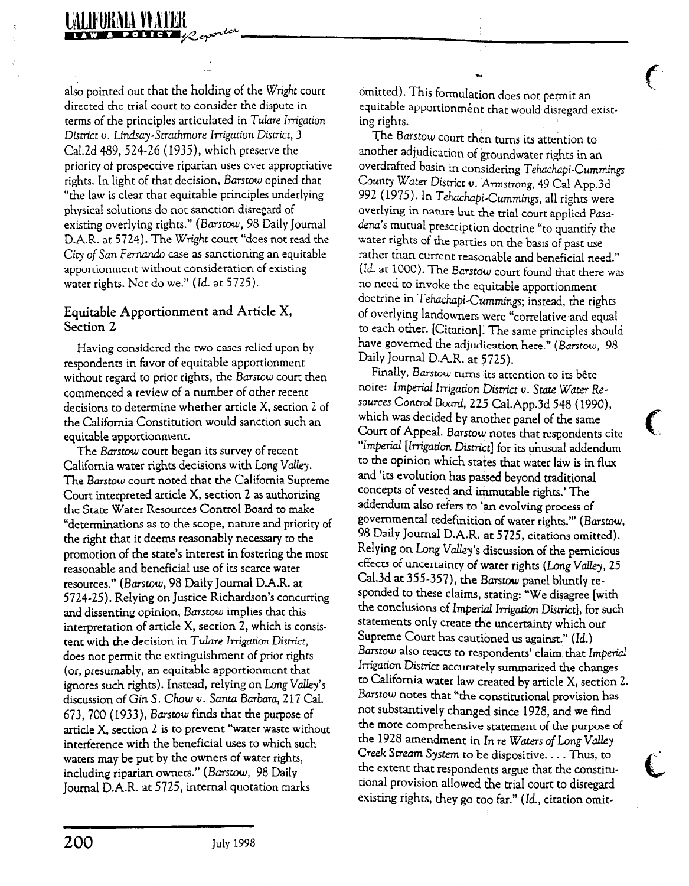also pointed out that the holding of the *Wright* court directed the trial court to consider the dispute in terms of the principles articulated in *Tulare Irrigation District v. Lindsay-Strathmore Irrigation District*, 3 Cal.2d 489, 524-26 (1935), which preserve the priority of prospective riparian uses over appropriative rights. In light of that decision, *Barstow* opined that "the law is clear that equitable principles underlying physical solutions do not sanction disregard of existing overlying rights." (*Barstow*, 98 Daily Journal D.A.R. at 5724). The *Wright* court "does not read the *City of San Fernando* case as sanctioning an equitable apportionment without consideration of existing water rights. Nor do we." (*Id.* at 5725).

## Equitable Apportionment and Article X, Section 2

Having considered the two cases relied upon by respondents in favor of equitable apportionment without regard to prior rights, the *Barstow* court then commenced a review of a number of other recent decisions to determine whether article X, section 2 of the California Constitution would sanction such an equitable apportionment.

The *Barstow* court began its survey of recent California water rights decisions with *Long Valley*. The *Barstow* court noted that the California Supreme Court interpreted article X, section 2 as authorizing the State Water Resources Control Board to make "determinations as to the scope, nature and priority of the right that it deems reasonably necessary to the promotion of the state's interest in fostering the most reasonable and beneficial use of its scarce water resources." (*Barstow*, 98 Daily Journal D.A.R. at 5724-25). Relying on Justice Richardson's concurring and dissenting opinion, *Barstow* implies that this interpretation of article X, section 2, which is consistent with the decision in *Tulare Irrigation District*, does not permit the extinguishment of prior rights (or, presumably, an equitable apportionment that ignores such rights). Instead, relying on *Long Valley*'s discussion of *Gin S. Chow v. Santa Barbara*, 217 Cal. 673, 700 (1933), *Barstow* finds that the purpose of article X, section 2 is to prevent "water waste without interference with the beneficial uses to which such waters may be put by the owners of water rights, including riparian owners." (*Barstow*, 98 Daily Journal D.A.R. at 5725, internal quotation marks omitted). This formulation does not permit an equitable apportionment that would disregard existing rights.

The *Barstow* court then turns its attention to another adjudication of groundwater rights in an overdrafted basin in considering *Tehachapi-Cummings County Water District v. Armstrong*, 49 Cal.App.3d 992 (1975). In *Tehachapi-Cummings*, all rights were overlying in nature but the trial court applied *Pasadena*'s mutual prescription doctrine "to quantify the water rights of the parties on the basis of past use rather than current reasonable and beneficial need." (*Id.* at 1000). The *Barstow* court found that there was no need to invoke the equitable apportionment doctrine in *Tehachapi-Cummings*; instead, the rights of overlying landowners were "correlative and equal to each other. [Citation]. The same principles should have governed the adjudication here." (*Barstow*, 98 Daily Journal D.A.R. at 5725).

Finally, *Barstow* turns its attention to its bête noire: *Imperial Irrigation District v. State Water Resources Control Board*, 225 Cal.App.3d 548 (1990), which was decided by another panel of the same Court of Appeal. *Barstow* notes that respondents cite "*Imperial [Irrigation District]* for its unusual addendum to the opinion which states that water law is in flux and 'its evolution has passed beyond traditional concepts of vested and immutable rights.' The addendum also refers to 'an evolving process of governmental redefinition of water rights.'" (*Barstow*, 98 Daily Journal D.A.R. at 5725, citations omitted). Relying on *Long Valley*'s discussion of the pernicious effects of uncertainty of water rights (*Long Valley*, 25 Cal.3d at 355-357), the *Barstow* panel bluntly responded to these claims, stating: "We disagree [with the conclusions of *Imperial Irrigation District*], for such statements only create the uncertainty which our Supreme Court has cautioned us against." (*Id.*) *Barstow* also reacts to respondents' claim that *Imperial Irrigation District* accurately summarized the changes to California water law created by article X, section 2. *Barstow* notes that "the constitutional provision has not substantively changed since 1928, and we find the more comprehensive statement of the purpose of the 1928 amendment in *In re Waters of Long Valley Creek Stream System* to be dispositive. . . . Thus, to the extent that respondents argue that the constitutional provision allowed the trial court to disregard existing rights, they go too far." (*Id.*, citation omit-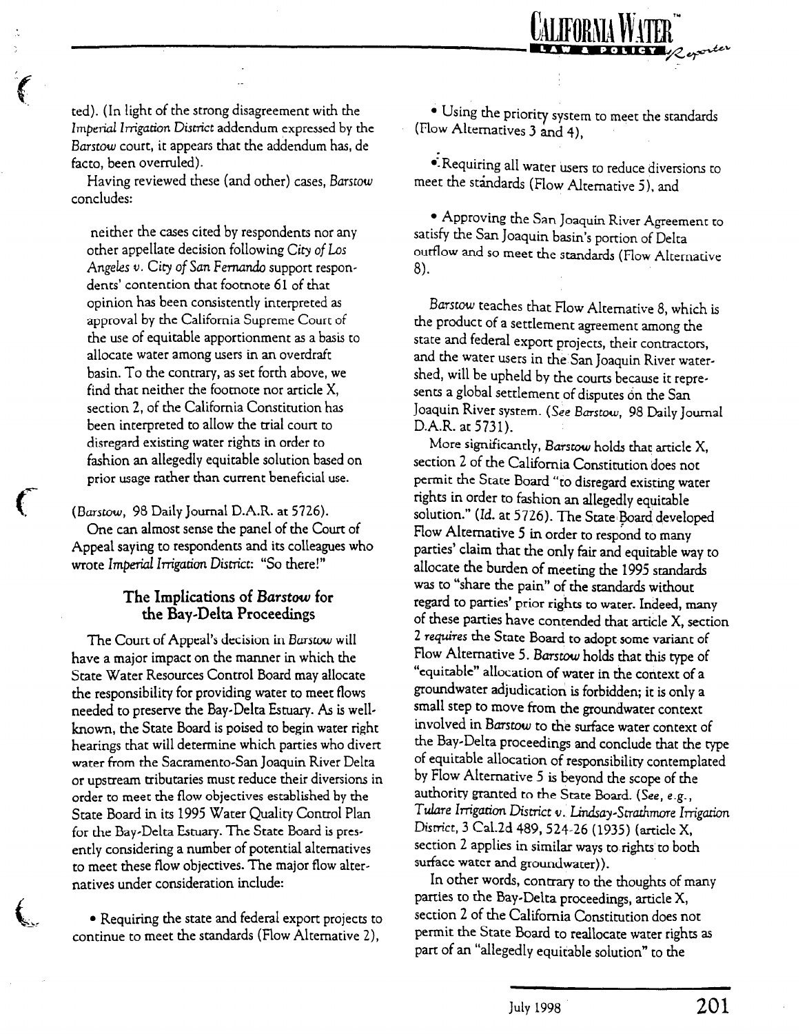ted). (In light of the strong disagreement with the *Imperial Irrigation District* addendum expressed by the *Barstow* court, it appears that the addendum has, de facto, been overruled).

Having reviewed these (and other) cases, *Barstow* concludes:

> neither the cases cited by respondents nor any other appellate decision following *City of Los Angeles v. City of San Fernando* support respondents' contention that footnote 61 of that opinion has been consistently interpreted as approval by the California Supreme Court of the use of equitable apportionment as a basis to allocate water among users in an overdraft basin. To the contrary, as set forth above, we find that neither the footnote nor article X, section 2, of the California Constitution has been interpreted to allow the trial court to disregard existing water rights in order to fashion an allegedly equitable solution based on prior usage rather than current beneficial use.

(*Barstow*, 98 Daily Journal D.A.R. at 5726).

One can almost sense the panel of the Court of Appeal saying to respondents and its colleagues who wrote *Imperial Irrigation District*: "So there!"

## The Implications of *Barstow* for the Bay-Delta Proceedings

The Court of Appeal's decision in *Barstow* will have a major impact on the manner in which the State Water Resources Control Board may allocate the responsibility for providing water to meet flows needed to preserve the Bay-Delta Estuary. As is well-known, the State Board is poised to begin water right hearings that will determine which parties who divert water from the Sacramento-San Joaquin River Delta or upstream tributaries must reduce their diversions in order to meet the flow objectives established by the State Board in its 1995 Water Quality Control Plan for the Bay-Delta Estuary. The State Board is presently considering a number of potential alternatives to meet these flow objectives. The major flow alternatives under consideration include:

- Requiring the state and federal export projects to continue to meet the standards (Flow Alternative 2),
- Using the priority system to meet the standards (Flow Alternatives 3 and 4),
- Requiring all water users to reduce diversions to meet the standards (Flow Alternative 5), and
- Approving the San Joaquin River Agreement to satisfy the San Joaquin basin's portion of Delta outflow and so meet the standards (Flow Alternative 8).

*Barstow* teaches that Flow Alternative 8, which is the product of a settlement agreement among the state and federal export projects, their contractors, and the water users in the San Joaquin River watershed, will be upheld by the courts because it represents a global settlement of disputes on the San Joaquin River system. (*See Barstow*, 98 Daily Journal D.A.R. at 5731).

More significantly, *Barstow* holds that article X, section 2 of the California Constitution does not permit the State Board "to disregard existing water rights in order to fashion an allegedly equitable solution." (*Id.* at 5726). The State Board developed Flow Alternative 5 in order to respond to many parties' claim that the only fair and equitable way to allocate the burden of meeting the 1995 standards was to "share the pain" of the standards without regard to parties' prior rights to water. Indeed, many of these parties have contended that article X, section 2 *requires* the State Board to adopt some variant of Flow Alternative 5. *Barstow* holds that this type of "equitable" allocation of water in the context of a groundwater adjudication is forbidden; it is only a small step to move from the groundwater context involved in *Barstow* to the surface water context of the Bay-Delta proceedings and conclude that the type of equitable allocation of responsibility contemplated by Flow Alternative 5 is beyond the scope of the authority granted to the State Board. (*See, e.g., Tulare Irrigation District v. Lindsay-Strathmore Irrigation District*, 3 Cal.2d 489, 524-26 (1935) (article X, section 2 applies in similar ways to rights to both surface water and groundwater)).

In other words, contrary to the thoughts of many parties to the Bay-Delta proceedings, article X, section 2 of the California Constitution does not permit the State Board to reallocate water rights as part of an "allegedly equitable solution" to the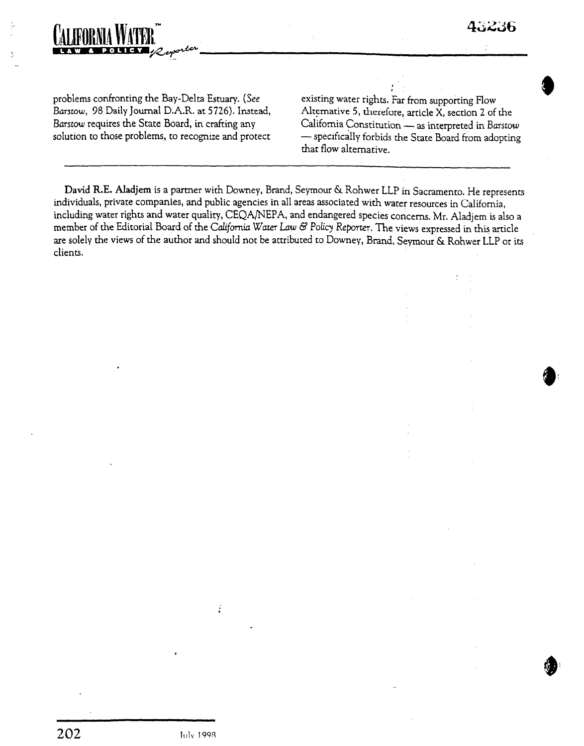problems confronting the Bay-Delta Estuary. (*See Barstow*, 98 Daily Journal D.A.R. at 5726). Instead, *Barstow* requires the State Board, in crafting any solution to those problems, to recognize and protect existing water rights. Far from supporting Flow Alternative 5, therefore, article X, section 2 of the California Constitution — as interpreted in *Barstow* — specifically forbids the State Board from adopting that flow alternative.

---

**David R.E. Aladjem** is a partner with Downey, Brand, Seymour & Rohwer LLP in Sacramento. He represents individuals, private companies, and public agencies in all areas associated with water resources in California, including water rights and water quality, CEQA/NEPA, and endangered species concerns. Mr. Aladjem is also a member of the Editorial Board of the *California Water Law & Policy Reporter*. The views expressed in this article are solely the views of the author and should not be attributed to Downey, Brand, Seymour & Rohwer LLP or its clients.